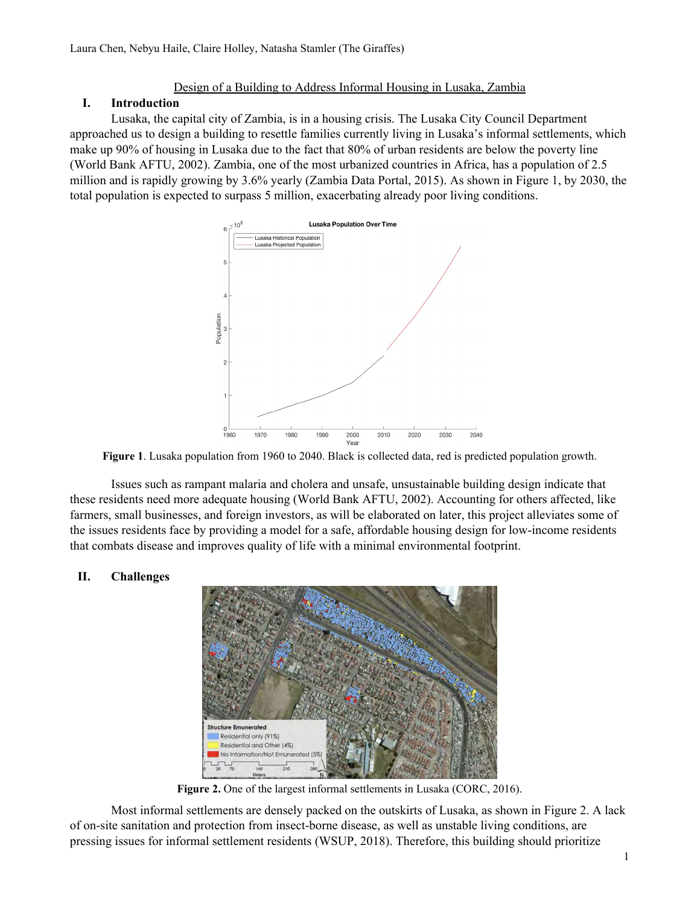Laura Chen, Nebyu Haile, Claire Holley, Natasha Stamler (The Giraffes)

# Design of a Building to Address Informal Housing in Lusaka, Zambia

## I. Introduction

Lusaka, the capital city of Zambia, is in a housing crisis. The Lusaka City Council Department approached us to design a building to resettle families currently living in Lusaka's informal settlements, which make up 90% of housing in Lusaka due to the fact that 80% of urban residents are below the poverty line (World Bank AFTU, 2002). Zambia, one of the most urbanized countries in Africa, has a population of 2.5 million and is rapidly growing by 3.6% yearly (Zambia Data Portal, 2015). As shown in Figure 1, by 2030, the total population is expected to surpass 5 million, exacerbating already poor living conditions.

**Figure 1**. Lusaka population from 1960 to 2040. Black is collected data, red is predicted population growth.

Issues such as rampant malaria and cholera and unsafe, unsustainable building design indicate that these residents need more adequate housing (World Bank AFTU, 2002). Accounting for others affected, like farmers, small businesses, and foreign investors, as will be elaborated on later, this project alleviates some of the issues residents face by providing a model for a safe, affordable housing design for low-income residents that combats disease and improves quality of life with a minimal environmental footprint.

## II. Challenges

**Figure 2.** One of the largest informal settlements in Lusaka (CORC, 2016).

Most informal settlements are densely packed on the outskirts of Lusaka, as shown in Figure 2. A lack of on-site sanitation and protection from insect-borne disease, as well as unstable living conditions, are pressing issues for informal settlement residents (WSUP, 2018). Therefore, this building should prioritize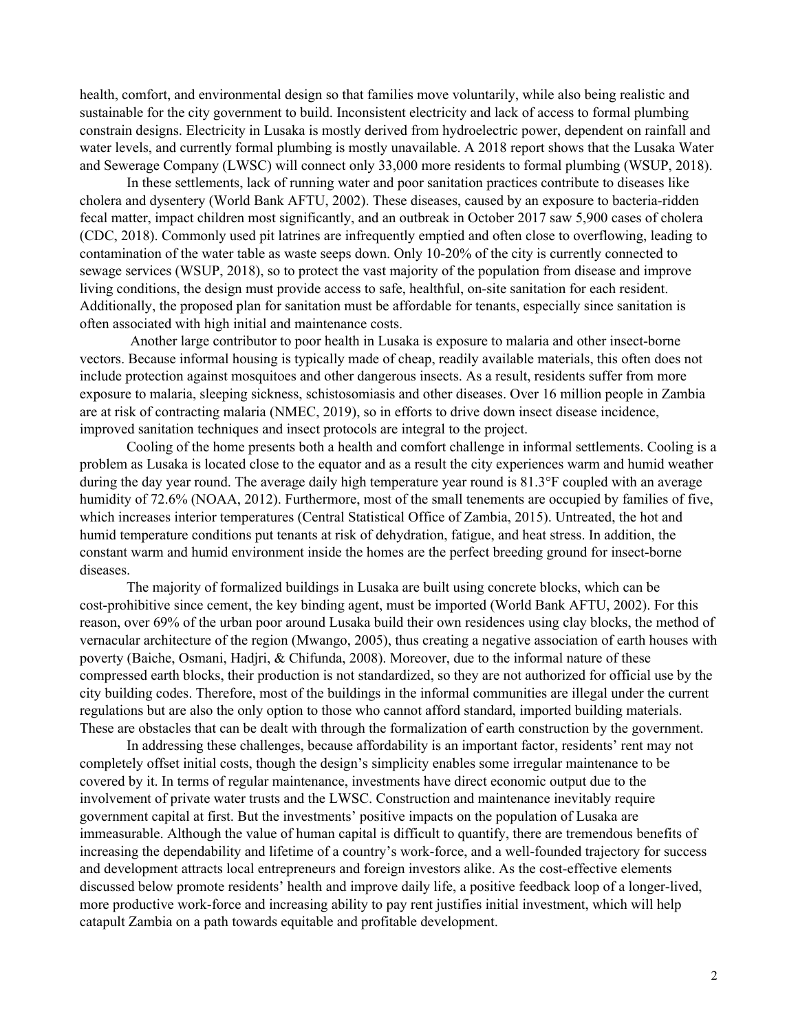health, comfort, and environmental design so that families move voluntarily, while also being realistic and sustainable for the city government to build. Inconsistent electricity and lack of access to formal plumbing constrain designs. Electricity in Lusaka is mostly derived from hydroelectric power, dependent on rainfall and water levels, and currently formal plumbing is mostly unavailable. A 2018 report shows that the Lusaka Water and Sewerage Company (LWSC) will connect only 33,000 more residents to formal plumbing (WSUP, 2018).

In these settlements, lack of running water and poor sanitation practices contribute to diseases like cholera and dysentery (World Bank AFTU, 2002). These diseases, caused by an exposure to bacteria-ridden fecal matter, impact children most significantly, and an outbreak in October 2017 saw 5,900 cases of cholera (CDC, 2018). Commonly used pit latrines are infrequently emptied and often close to overflowing, leading to contamination of the water table as waste seeps down. Only 10-20% of the city is currently connected to sewage services (WSUP, 2018), so to protect the vast majority of the population from disease and improve living conditions, the design must provide access to safe, healthful, on-site sanitation for each resident. Additionally, the proposed plan for sanitation must be affordable for tenants, especially since sanitation is often associated with high initial and maintenance costs.

Another large contributor to poor health in Lusaka is exposure to malaria and other insect-borne vectors. Because informal housing is typically made of cheap, readily available materials, this often does not include protection against mosquitoes and other dangerous insects. As a result, residents suffer from more exposure to malaria, sleeping sickness, schistosomiasis and other diseases. Over 16 million people in Zambia are at risk of contracting malaria (NMEC, 2019), so in efforts to drive down insect disease incidence, improved sanitation techniques and insect protocols are integral to the project.

Cooling of the home presents both a health and comfort challenge in informal settlements. Cooling is a problem as Lusaka is located close to the equator and as a result the city experiences warm and humid weather during the day year round. The average daily high temperature year round is 81.3°F coupled with an average humidity of 72.6% (NOAA, 2012). Furthermore, most of the small tenements are occupied by families of five, which increases interior temperatures (Central Statistical Office of Zambia, 2015). Untreated, the hot and humid temperature conditions put tenants at risk of dehydration, fatigue, and heat stress. In addition, the constant warm and humid environment inside the homes are the perfect breeding ground for insect-borne diseases.

The majority of formalized buildings in Lusaka are built using concrete blocks, which can be cost-prohibitive since cement, the key binding agent, must be imported (World Bank AFTU, 2002). For this reason, over 69% of the urban poor around Lusaka build their own residences using clay blocks, the method of vernacular architecture of the region (Mwango, 2005), thus creating a negative association of earth houses with poverty (Baiche, Osmani, Hadjri, & Chifunda, 2008). Moreover, due to the informal nature of these compressed earth blocks, their production is not standardized, so they are not authorized for official use by the city building codes. Therefore, most of the buildings in the informal communities are illegal under the current regulations but are also the only option to those who cannot afford standard, imported building materials. These are obstacles that can be dealt with through the formalization of earth construction by the government.

In addressing these challenges, because affordability is an important factor, residents' rent may not completely offset initial costs, though the design's simplicity enables some irregular maintenance to be covered by it. In terms of regular maintenance, investments have direct economic output due to the involvement of private water trusts and the LWSC. Construction and maintenance inevitably require government capital at first. But the investments' positive impacts on the population of Lusaka are immeasurable. Although the value of human capital is difficult to quantify, there are tremendous benefits of increasing the dependability and lifetime of a country's work-force, and a well-founded trajectory for success and development attracts local entrepreneurs and foreign investors alike. As the cost-effective elements discussed below promote residents' health and improve daily life, a positive feedback loop of a longer-lived, more productive work-force and increasing ability to pay rent justifies initial investment, which will help catapult Zambia on a path towards equitable and profitable development.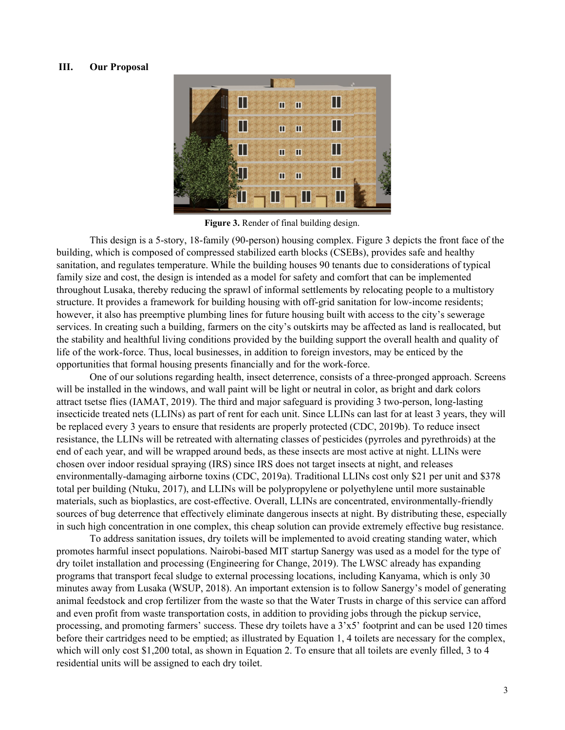### III. Our Proposal

**Figure 3.** Render of final building design.

This design is a 5-story, 18-family (90-person) housing complex. Figure 3 depicts the front face of the building, which is composed of compressed stabilized earth blocks (CSEBs), provides safe and healthy sanitation, and regulates temperature. While the building houses 90 tenants due to considerations of typical family size and cost, the design is intended as a model for safety and comfort that can be implemented throughout Lusaka, thereby reducing the sprawl of informal settlements by relocating people to a multistory structure. It provides a framework for building housing with off-grid sanitation for low-income residents; however, it also has preemptive plumbing lines for future housing built with access to the city's sewerage services. In creating such a building, farmers on the city's outskirts may be affected as land is reallocated, but the stability and healthful living conditions provided by the building support the overall health and quality of life of the work-force. Thus, local businesses, in addition to foreign investors, may be enticed by the opportunities that formal housing presents financially and for the work-force.

One of our solutions regarding health, insect deterrence, consists of a three-pronged approach. Screens will be installed in the windows, and wall paint will be light or neutral in color, as bright and dark colors attract tsetse flies (IAMAT, 2019). The third and major safeguard is providing 3 two-person, long-lasting insecticide treated nets (LLINs) as part of rent for each unit. Since LLINs can last for at least 3 years, they will be replaced every 3 years to ensure that residents are properly protected (CDC, 2019b). To reduce insect resistance, the LLINs will be retreated with alternating classes of pesticides (pyrroles and pyrethroids) at the end of each year, and will be wrapped around beds, as these insects are most active at night. LLINs were chosen over indoor residual spraying (IRS) since IRS does not target insects at night, and releases environmentally-damaging airborne toxins (CDC, 2019a). Traditional LLINs cost only $21 per unit and $378 total per building (Ntuku, 2017), and LLINs will be polypropylene or polyethylene until more sustainable materials, such as bioplastics, are cost-effective. Overall, LLINs are concentrated, environmentally-friendly sources of bug deterrence that effectively eliminate dangerous insects at night. By distributing these, especially in such high concentration in one complex, this cheap solution can provide extremely effective bug resistance.

To address sanitation issues, dry toilets will be implemented to avoid creating standing water, which promotes harmful insect populations. Nairobi-based MIT startup Sanergy was used as a model for the type of dry toilet installation and processing (Engineering for Change, 2019). The LWSC already has expanding programs that transport fecal sludge to external processing locations, including Kanyama, which is only 30 minutes away from Lusaka (WSUP, 2018). An important extension is to follow Sanergy's model of generating animal feedstock and crop fertilizer from the waste so that the Water Trusts in charge of this service can afford and even profit from waste transportation costs, in addition to providing jobs through the pickup service, processing, and promoting farmers' success. These dry toilets have a 3'x5' footprint and can be used 120 times before their cartridges need to be emptied; as illustrated by Equation 1, 4 toilets are necessary for the complex, which will only cost $1,200 total, as shown in Equation 2. To ensure that all toilets are evenly filled, 3 to 4 residential units will be assigned to each dry toilet.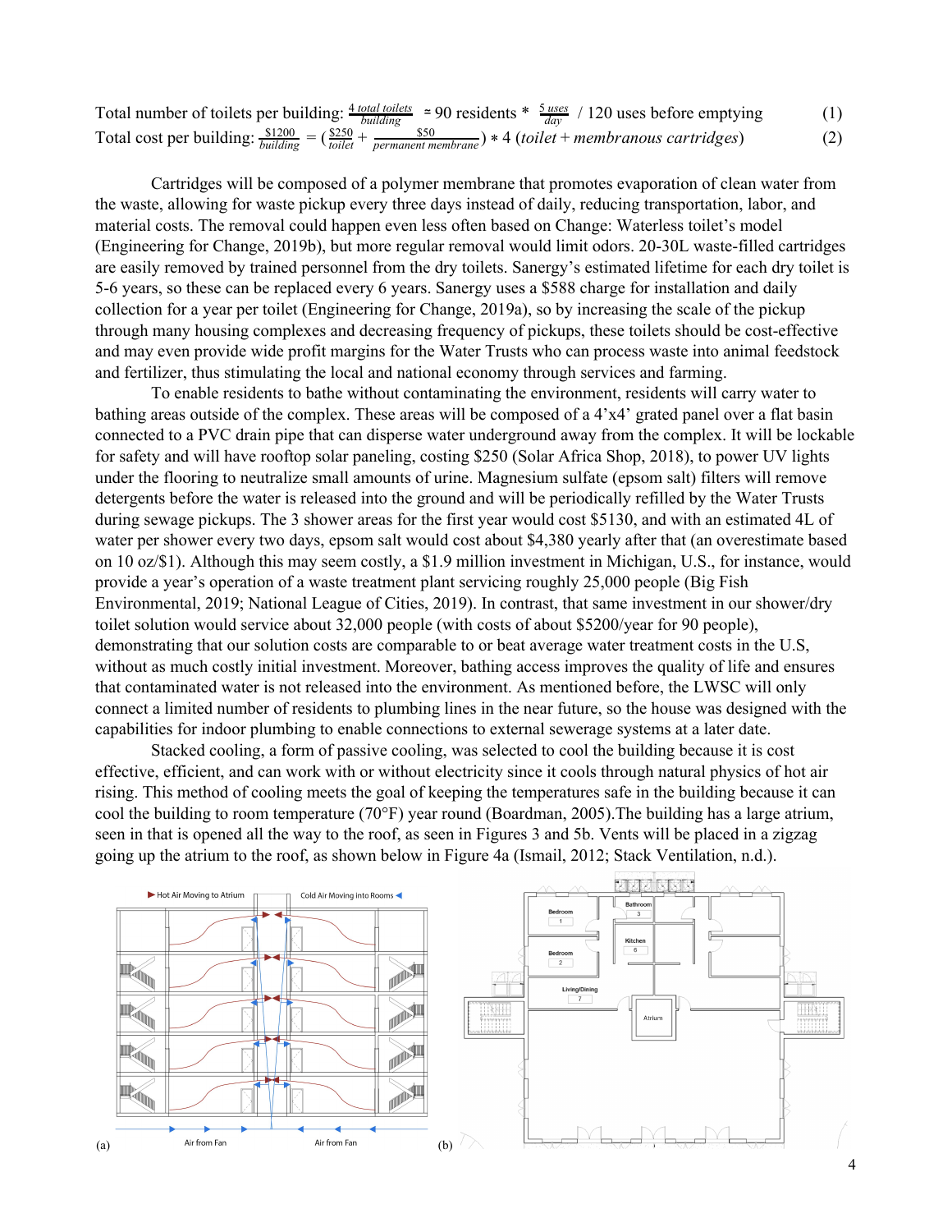Total number of toilets per building: $\frac{4\ total\ toilets}{building} \simeq 90$ residents * $\frac{5\ uses}{day}$ / 120 uses before emptying (1)

Total cost per building: $\frac{\$1200}{building} = (\frac{\$250}{toilet} + \frac{\$50}{permanent\ membrane}) * 4\ (toilet + membranous\ cartridges)$ (2)

Cartridges will be composed of a polymer membrane that promotes evaporation of clean water from the waste, allowing for waste pickup every three days instead of daily, reducing transportation, labor, and material costs. The removal could happen even less often based on Change: Waterless toilet's model (Engineering for Change, 2019b), but more regular removal would limit odors. 20-30L waste-filled cartridges are easily removed by trained personnel from the dry toilets. Sanergy's estimated lifetime for each dry toilet is 5-6 years, so these can be replaced every 6 years. Sanergy uses a $588 charge for installation and daily collection for a year per toilet (Engineering for Change, 2019a), so by increasing the scale of the pickup through many housing complexes and decreasing frequency of pickups, these toilets should be cost-effective and may even provide wide profit margins for the Water Trusts who can process waste into animal feedstock and fertilizer, thus stimulating the local and national economy through services and farming.

To enable residents to bathe without contaminating the environment, residents will carry water to bathing areas outside of the complex. These areas will be composed of a 4'x4' grated panel over a flat basin connected to a PVC drain pipe that can disperse water underground away from the complex. It will be lockable for safety and will have rooftop solar paneling, costing $250 (Solar Africa Shop, 2018), to power UV lights under the flooring to neutralize small amounts of urine. Magnesium sulfate (epsom salt) filters will remove detergents before the water is released into the ground and will be periodically refilled by the Water Trusts during sewage pickups. The 3 shower areas for the first year would cost $5130, and with an estimated 4L of water per shower every two days, epsom salt would cost about $4,380 yearly after that (an overestimate based on 10 oz/$1). Although this may seem costly, a $1.9 million investment in Michigan, U.S., for instance, would provide a year's operation of a waste treatment plant servicing roughly 25,000 people (Big Fish Environmental, 2019; National League of Cities, 2019). In contrast, that same investment in our shower/dry toilet solution would service about 32,000 people (with costs of about $5200/year for 90 people), demonstrating that our solution costs are comparable to or beat average water treatment costs in the U.S, without as much costly initial investment. Moreover, bathing access improves the quality of life and ensures that contaminated water is not released into the environment. As mentioned before, the LWSC will only connect a limited number of residents to plumbing lines in the near future, so the house was designed with the capabilities for indoor plumbing to enable connections to external sewerage systems at a later date.

Stacked cooling, a form of passive cooling, was selected to cool the building because it is cost effective, efficient, and can work with or without electricity since it cools through natural physics of hot air rising. This method of cooling meets the goal of keeping the temperatures safe in the building because it can cool the building to room temperature (70°F) year round (Boardman, 2005).The building has a large atrium, seen in that is opened all the way to the roof, as seen in Figures 3 and 5b. Vents will be placed in a zigzag going up the atrium to the roof, as shown below in Figure 4a (Ismail, 2012; Stack Ventilation, n.d.).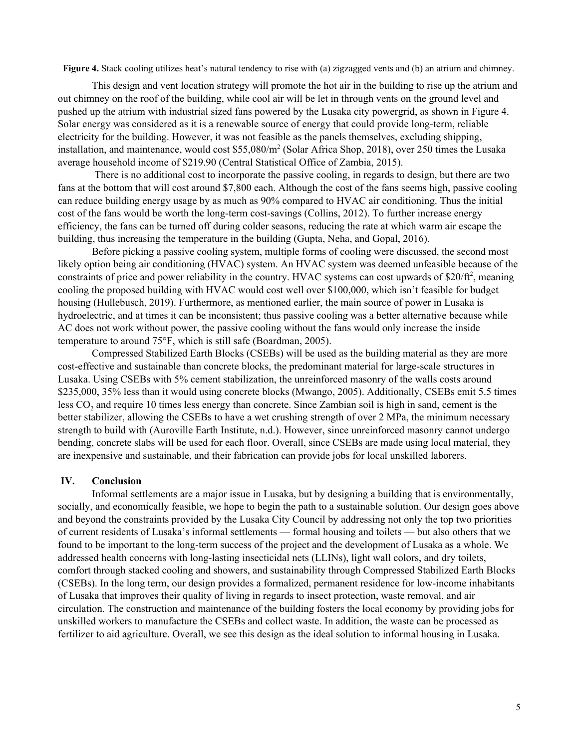**Figure 4.** Stack cooling utilizes heat's natural tendency to rise with (a) zigzagged vents and (b) an atrium and chimney.

This design and vent location strategy will promote the hot air in the building to rise up the atrium and out chimney on the roof of the building, while cool air will be let in through vents on the ground level and pushed up the atrium with industrial sized fans powered by the Lusaka city powergrid, as shown in Figure 4. Solar energy was considered as it is a renewable source of energy that could provide long-term, reliable electricity for the building. However, it was not feasible as the panels themselves, excluding shipping, installation, and maintenance, would cost \$55,080/$m^2$ (Solar Africa Shop, 2018), over 250 times the Lusaka average household income of \$219.90 (Central Statistical Office of Zambia, 2015).

There is no additional cost to incorporate the passive cooling, in regards to design, but there are two fans at the bottom that will cost around \$7,800 each. Although the cost of the fans seems high, passive cooling can reduce building energy usage by as much as 90% compared to HVAC air conditioning. Thus the initial cost of the fans would be worth the long-term cost-savings (Collins, 2012). To further increase energy efficiency, the fans can be turned off during colder seasons, reducing the rate at which warm air escape the building, thus increasing the temperature in the building (Gupta, Neha, and Gopal, 2016).

Before picking a passive cooling system, multiple forms of cooling were discussed, the second most likely option being air conditioning (HVAC) system. An HVAC system was deemed unfeasible because of the constraints of price and power reliability in the country. HVAC systems can cost upwards of \$20/$ft^2$, meaning cooling the proposed building with HVAC would cost well over \$100,000, which isn't feasible for budget housing (Hullebusch, 2019). Furthermore, as mentioned earlier, the main source of power in Lusaka is hydroelectric, and at times it can be inconsistent; thus passive cooling was a better alternative because while AC does not work without power, the passive cooling without the fans would only increase the inside temperature to around 75°F, which is still safe (Boardman, 2005).

Compressed Stabilized Earth Blocks (CSEBs) will be used as the building material as they are more cost-effective and sustainable than concrete blocks, the predominant material for large-scale structures in Lusaka. Using CSEBs with 5% cement stabilization, the unreinforced masonry of the walls costs around \$235,000, 35% less than it would using concrete blocks (Mwango, 2005). Additionally, CSEBs emit 5.5 times less $CO_2$ and require 10 times less energy than concrete. Since Zambian soil is high in sand, cement is the better stabilizer, allowing the CSEBs to have a wet crushing strength of over 2 MPa, the minimum necessary strength to build with (Auroville Earth Institute, n.d.). However, since unreinforced masonry cannot undergo bending, concrete slabs will be used for each floor. Overall, since CSEBs are made using local material, they are inexpensive and sustainable, and their fabrication can provide jobs for local unskilled laborers.

## IV. Conclusion

Informal settlements are a major issue in Lusaka, but by designing a building that is environmentally, socially, and economically feasible, we hope to begin the path to a sustainable solution. Our design goes above and beyond the constraints provided by the Lusaka City Council by addressing not only the top two priorities of current residents of Lusaka's informal settlements — formal housing and toilets — but also others that we found to be important to the long-term success of the project and the development of Lusaka as a whole. We addressed health concerns with long-lasting insecticidal nets (LLINs), light wall colors, and dry toilets, comfort through stacked cooling and showers, and sustainability through Compressed Stabilized Earth Blocks (CSEBs). In the long term, our design provides a formalized, permanent residence for low-income inhabitants of Lusaka that improves their quality of living in regards to insect protection, waste removal, and air circulation. The construction and maintenance of the building fosters the local economy by providing jobs for unskilled workers to manufacture the CSEBs and collect waste. In addition, the waste can be processed as fertilizer to aid agriculture. Overall, we see this design as the ideal solution to informal housing in Lusaka.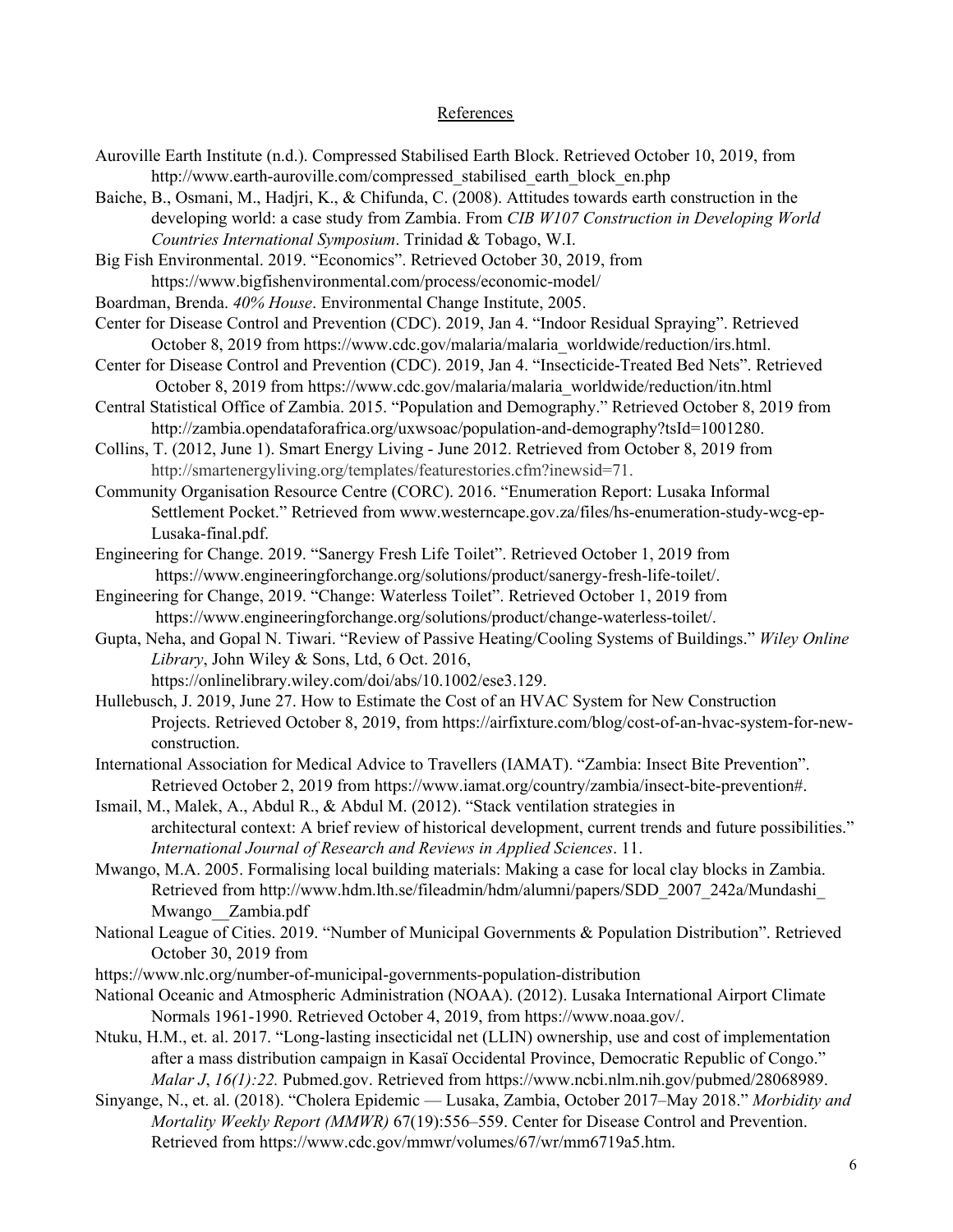## References

Auroville Earth Institute (n.d.). Compressed Stabilised Earth Block. Retrieved October 10, 2019, from http://www.earth-auroville.com/compressed_stabilised_earth_block_en.php

Baiche, B., Osmani, M., Hadjri, K., & Chifunda, C. (2008). Attitudes towards earth construction in the developing world: a case study from Zambia. From *CIB W107 Construction in Developing World Countries International Symposium*. Trinidad & Tobago, W.I.

Big Fish Environmental. 2019. "Economics". Retrieved October 30, 2019, from https://www.bigfishenvironmental.com/process/economic-model/

Boardman, Brenda. *40% House*. Environmental Change Institute, 2005.

Center for Disease Control and Prevention (CDC). 2019, Jan 4. "Indoor Residual Spraying". Retrieved October 8, 2019 from https://www.cdc.gov/malaria/malaria_worldwide/reduction/irs.html.

Center for Disease Control and Prevention (CDC). 2019, Jan 4. "Insecticide-Treated Bed Nets". Retrieved October 8, 2019 from https://www.cdc.gov/malaria/malaria_worldwide/reduction/itn.html

Central Statistical Office of Zambia. 2015. "Population and Demography." Retrieved October 8, 2019 from http://zambia.opendataforafrica.org/uxwsoac/population-and-demography?tsId=1001280.

Collins, T. (2012, June 1). Smart Energy Living - June 2012. Retrieved from October 8, 2019 from http://smartenergyliving.org/templates/featurestories.cfm?inewsid=71.

Community Organisation Resource Centre (CORC). 2016. "Enumeration Report: Lusaka Informal Settlement Pocket." Retrieved from www.westerncape.gov.za/files/hs-enumeration-study-wcg-ep-Lusaka-final.pdf.

Engineering for Change. 2019. "Sanergy Fresh Life Toilet". Retrieved October 1, 2019 from https://www.engineeringforchange.org/solutions/product/sanergy-fresh-life-toilet/.

Engineering for Change, 2019. "Change: Waterless Toilet". Retrieved October 1, 2019 from https://www.engineeringforchange.org/solutions/product/change-waterless-toilet/.

Gupta, Neha, and Gopal N. Tiwari. "Review of Passive Heating/Cooling Systems of Buildings." *Wiley Online Library*, John Wiley & Sons, Ltd, 6 Oct. 2016, https://onlinelibrary.wiley.com/doi/abs/10.1002/ese3.129.

Hullebusch, J. 2019, June 27. How to Estimate the Cost of an HVAC System for New Construction Projects. Retrieved October 8, 2019, from https://airfixture.com/blog/cost-of-an-hvac-system-for-new-construction.

International Association for Medical Advice to Travellers (IAMAT). "Zambia: Insect Bite Prevention". Retrieved October 2, 2019 from https://www.iamat.org/country/zambia/insect-bite-prevention#.

Ismail, M., Malek, A., Abdul R., & Abdul M. (2012). "Stack ventilation strategies in architectural context: A brief review of historical development, current trends and future possibilities." *International Journal of Research and Reviews in Applied Sciences*. 11.

Mwango, M.A. 2005. Formalising local building materials: Making a case for local clay blocks in Zambia. Retrieved from http://www.hdm.lth.se/fileadmin/hdm/alumni/papers/SDD_2007_242a/Mundashi_Mwango__Zambia.pdf

National League of Cities. 2019. "Number of Municipal Governments & Population Distribution". Retrieved October 30, 2019 from
https://www.nlc.org/number-of-municipal-governments-population-distribution

National Oceanic and Atmospheric Administration (NOAA). (2012). Lusaka International Airport Climate Normals 1961-1990. Retrieved October 4, 2019, from https://www.noaa.gov/.

Ntuku, H.M., et. al. 2017. "Long-lasting insecticidal net (LLIN) ownership, use and cost of implementation after a mass distribution campaign in Kasaï Occidental Province, Democratic Republic of Congo." *Malar J*, *16(1):22.* Pubmed.gov. Retrieved from https://www.ncbi.nlm.nih.gov/pubmed/28068989.

Sinyange, N., et. al. (2018). "Cholera Epidemic — Lusaka, Zambia, October 2017–May 2018." *Morbidity and Mortality Weekly Report (MMWR)* 67(19):556–559. Center for Disease Control and Prevention. Retrieved from https://www.cdc.gov/mmwr/volumes/67/wr/mm6719a5.htm.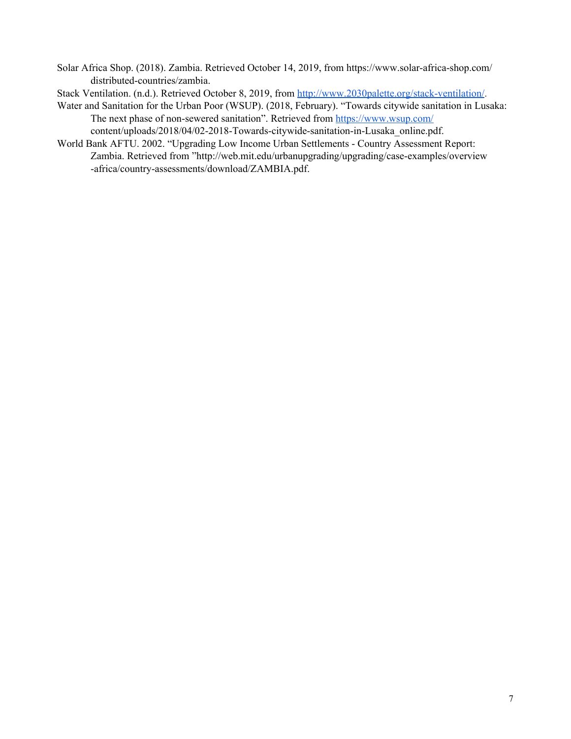Solar Africa Shop. (2018). Zambia. Retrieved October 14, 2019, from https://www.solar-africa-shop.com/distributed-countries/zambia.

Stack Ventilation. (n.d.). Retrieved October 8, 2019, from http://www.2030palette.org/stack-ventilation/.

Water and Sanitation for the Urban Poor (WSUP). (2018, February). "Towards citywide sanitation in Lusaka: The next phase of non-sewered sanitation". Retrieved from https://www.wsup.com/content/uploads/2018/04/02-2018-Towards-citywide-sanitation-in-Lusaka_online.pdf.

World Bank AFTU. 2002. "Upgrading Low Income Urban Settlements - Country Assessment Report: Zambia. Retrieved from "http://web.mit.edu/urbanupgrading/upgrading/case-examples/overview-africa/country-assessments/download/ZAMBIA.pdf.